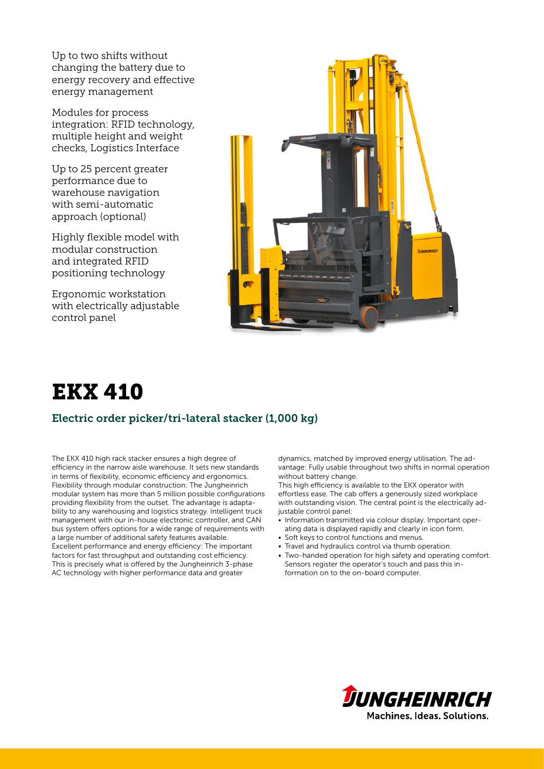Up to two shifts without changing the battery due to energy recovery and effective energy management

Modules for process integration: RFID technology, multiple height and weight checks, Logistics Interface

Up to 25 percent greater performance due to warehouse navigation with semi-automatic approach (optional)

Highly flexible model with modular construction and integrated RFID positioning technology

Ergonomic workstation with electrically adjustable control panel

# EKX 410

## Electric order picker/tri-lateral stacker (1,000 kg)

The EKX 410 high rack stacker ensures a high degree of efficiency in the narrow aisle warehouse. It sets new standards in terms of flexibility, economic efficiency and ergonomics. Flexibility through modular construction: The Jungheinrich modular system has more than 5 million possible configurations providing flexibility from the outset. The advantage is adaptability to any warehousing and logistics strategy. Intelligent truck management with our in-house electronic controller, and CAN bus system offers options for a wide range of requirements with a large number of additional safety features available. Excellent performance and energy efficiency: The important factors for fast throughput and outstanding cost efficiency. This is precisely what is offered by the Jungheinrich 3-phase AC technology with higher performance data and greater dynamics, matched by improved energy utilisation. The advantage: Fully usable throughout two shifts in normal operation without battery change.

This high efficiency is available to the EKX operator with effortless ease. The cab offers a generously sized workplace with outstanding vision. The central point is the electrically adjustable control panel:

- Information transmitted via colour display. Important operating data is displayed rapidly and clearly in icon form.
- Soft keys to control functions and menus.
- Travel and hydraulics control via thumb operation.
- Two-handed operation for high safety and operating comfort. Sensors register the operator's touch and pass this information on to the on-board computer.

JUNGHEINRICH
Machines. Ideas. Solutions.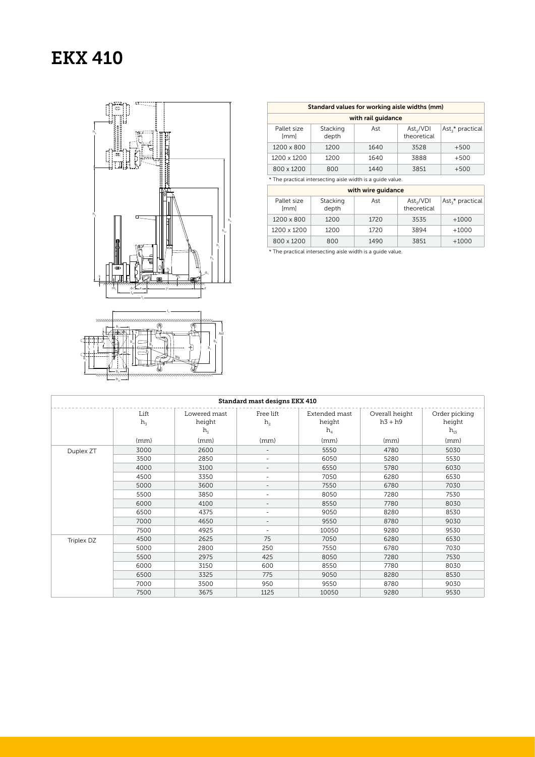# EKX 410

| Standard values for working aisle widths (mm) | | | | |
|---|---|---|---|---|
| with rail guidance | | | | |
| Pallet size [mm] | Stacking depth | Ast | $Ast_3$/VDI theoretical | $Ast_3$* practical |
| 1200 x 800 | 1200 | 1640 | 3528 | +500 |
| 1200 x 1200 | 1200 | 1640 | 3888 | +500 |
| 800 x 1200 | 800 | 1440 | 3851 | +500 |

* The practical intersecting aisle width is a guide value.

| with wire guidance | | | | |
|---|---|---|---|---|
| Pallet size [mm] | Stacking depth | Ast | $Ast_3$/VDI theoretical | $Ast_3$* practical |
| 1200 x 800 | 1200 | 1720 | 3535 | +1000 |
| 1200 x 1200 | 1200 | 1720 | 3894 | +1000 |
| 800 x 1200 | 800 | 1490 | 3851 | +1000 |

* The practical intersecting aisle width is a guide value.

| Standard mast designs EKX 410 | | | | | | |
|---|---|---|---|---|---|---|
| | Lift $h_3$ | Lowered mast height $h_1$ | Free lift $h_2$ | Extended mast height $h_4$ | Overall height h3 + h9 | Order picking height $h_{15}$ |
| | (mm) | (mm) | (mm) | (mm) | (mm) | (mm) |
| Duplex ZT | 3000 | 2600 | - | 5550 | 4780 | 5030 |
| | 3500 | 2850 | - | 6050 | 5280 | 5530 |
| | 4000 | 3100 | - | 6550 | 5780 | 6030 |
| | 4500 | 3350 | - | 7050 | 6280 | 6530 |
| | 5000 | 3600 | - | 7550 | 6780 | 7030 |
| | 5500 | 3850 | - | 8050 | 7280 | 7530 |
| | 6000 | 4100 | - | 8550 | 7780 | 8030 |
| | 6500 | 4375 | - | 9050 | 8280 | 8530 |
| | 7000 | 4650 | - | 9550 | 8780 | 9030 |
| | 7500 | 4925 | - | 10050 | 9280 | 9530 |
| Triplex DZ | 4500 | 2625 | 75 | 7050 | 6280 | 6530 |
| | 5000 | 2800 | 250 | 7550 | 6780 | 7030 |
| | 5500 | 2975 | 425 | 8050 | 7280 | 7530 |
| | 6000 | 3150 | 600 | 8550 | 7780 | 8030 |
| | 6500 | 3325 | 775 | 9050 | 8280 | 8530 |
| | 7000 | 3500 | 950 | 9550 | 8780 | 9030 |
| | 7500 | 3675 | 1125 | 10050 | 9280 | 9530 |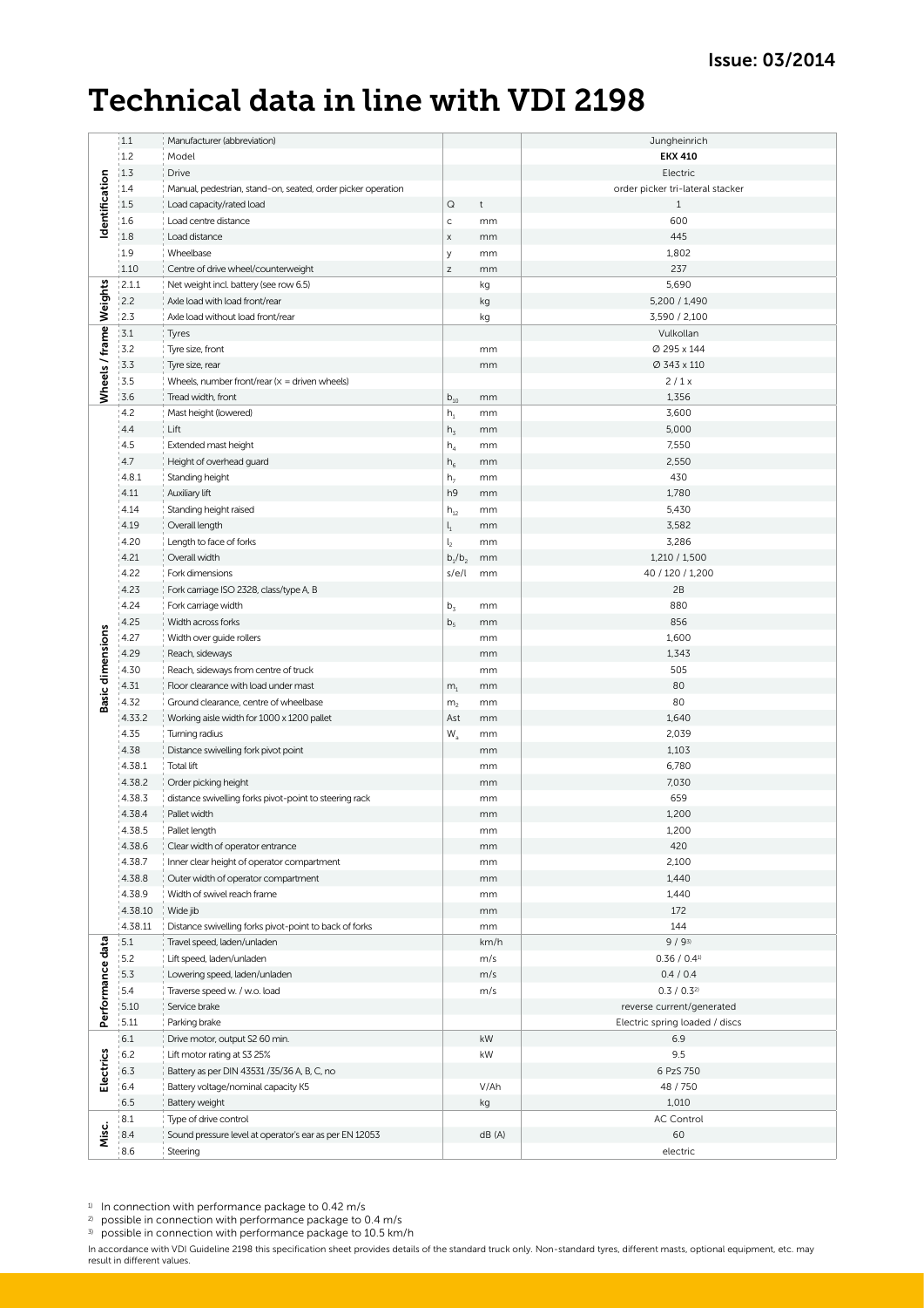Issue: 03/2014

# Technical data in line with VDI 2198

| | | | | | |
|---|---|---|---|---|---|
| Identification | 1.1 | Manufacturer (abbreviation) | | | Jungheinrich |
| | 1.2 | Model | | | **EKX 410** |
| | 1.3 | Drive | | | Electric |
| | 1.4 | Manual, pedestrian, stand-on, seated, order picker operation | | | order picker tri-lateral stacker |
| | 1.5 | Load capacity/rated load | Q | t | 1 |
| | 1.6 | Load centre distance | c | mm | 600 |
| | 1.8 | Load distance | x | mm | 445 |
| | 1.9 | Wheelbase | y | mm | 1,802 |
| | 1.10 | Centre of drive wheel/counterweight | z | mm | 237 |
| Weights | 2.1.1 | Net weight incl. battery (see row 6.5) | | kg | 5,690 |
| | 2.2 | Axle load with load front/rear | | kg | 5,200 / 1,490 |
| | 2.3 | Axle load without load front/rear | | kg | 3,590 / 2,100 |
| Wheels / frame | 3.1 | Tyres | | | Vulkollan |
| | 3.2 | Tyre size, front | | mm | Ø 295 x 144 |
| | 3.3 | Tyre size, rear | | mm | Ø 343 x 110 |
| | 3.5 | Wheels, number front/rear (x = driven wheels) | | | 2 / 1 x |
| | 3.6 | Tread width, front | $b_{10}$ | mm | 1,356 |
| Basic dimensions | 4.2 | Mast height (lowered) | $h_1$ | mm | 3,600 |
| | 4.4 | Lift | $h_3$ | mm | 5,000 |
| | 4.5 | Extended mast height | $h_4$ | mm | 7,550 |
| | 4.7 | Height of overhead guard | $h_6$ | mm | 2,550 |
| | 4.8.1 | Standing height | $h_7$ | mm | 430 |
| | 4.11 | Auxiliary lift | h9 | mm | 1,780 |
| | 4.14 | Standing height raised | $h_{12}$ | mm | 5,430 |
| | 4.19 | Overall length | $l_1$ | mm | 3,582 |
| | 4.20 | Length to face of forks | $l_2$ | mm | 3,286 |
| | 4.21 | Overall width | $b_1/b_2$ | mm | 1,210 / 1,500 |
| | 4.22 | Fork dimensions | s/e/l | mm | 40 / 120 / 1,200 |
| | 4.23 | Fork carriage ISO 2328, class/type A, B | | | 2B |
| | 4.24 | Fork carriage width | $b_3$ | mm | 880 |
| | 4.25 | Width across forks | $b_5$ | mm | 856 |
| | 4.27 | Width over guide rollers | | mm | 1,600 |
| | 4.29 | Reach, sideways | | mm | 1,343 |
| | 4.30 | Reach, sideways from centre of truck | | mm | 505 |
| | 4.31 | Floor clearance with load under mast | $m_1$ | mm | 80 |
| | 4.32 | Ground clearance, centre of wheelbase | $m_2$ | mm | 80 |
| | 4.33.2 | Working aisle width for 1000 x 1200 pallet | Ast | mm | 1,640 |
| | 4.35 | Turning radius | $W_a$ | mm | 2,039 |
| | 4.38 | Distance swivelling fork pivot point | | mm | 1,103 |
| | 4.38.1 | Total lift | | mm | 6,780 |
| | 4.38.2 | Order picking height | | mm | 7,030 |
| | 4.38.3 | distance swivelling forks pivot-point to steering rack | | mm | 659 |
| | 4.38.4 | Pallet width | | mm | 1,200 |
| | 4.38.5 | Pallet length | | mm | 1,200 |
| | 4.38.6 | Clear width of operator entrance | | mm | 420 |
| | 4.38.7 | Inner clear height of operator compartment | | mm | 2,100 |
| | 4.38.8 | Outer width of operator compartment | | mm | 1,440 |
| | 4.38.9 | Width of swivel reach frame | | mm | 1,440 |
| | 4.38.10 | Wide jib | | mm | 172 |
| | 4.38.11 | Distance swivelling forks pivot-point to back of forks | | mm | 144 |
| Performance data | 5.1 | Travel speed, laden/unladen | | km/h | 9 / 9[3] |
| | 5.2 | Lift speed, laden/unladen | | m/s | 0.36 / 0.4[1] |
| | 5.3 | Lowering speed, laden/unladen | | m/s | 0.4 / 0.4 |
| | 5.4 | Traverse speed w. / w.o. load | | m/s | 0.3 / 0.3[2] |
| | 5.10 | Service brake | | | reverse current/generated |
| | 5.11 | Parking brake | | | Electric spring loaded / discs |
| Electrics | 6.1 | Drive motor, output S2 60 min. | | kW | 6.9 |
| | 6.2 | Lift motor rating at S3 25% | | kW | 9.5 |
| | 6.3 | Battery as per DIN 43531 /35/36 A, B, C, no | | | 6 PzS 750 |
| | 6.4 | Battery voltage/nominal capacity K5 | | V/Ah | 48 / 750 |
| | 6.5 | Battery weight | | kg | 1,010 |
| Misc. | 8.1 | Type of drive control | | | AC Control |
| | 8.4 | Sound pressure level at operator's ear as per EN 12053 | | dB (A) | 60 |
| | 8.6 | Steering | | | electric |

[1] In connection with performance package to 0.42 m/s

[2] possible in connection with performance package to 0.4 m/s

[3] possible in connection with performance package to 10.5 km/h

In accordance with VDI Guideline 2198 this specification sheet provides details of the standard truck only. Non-standard tyres, different masts, optional equipment, etc. may result in different values.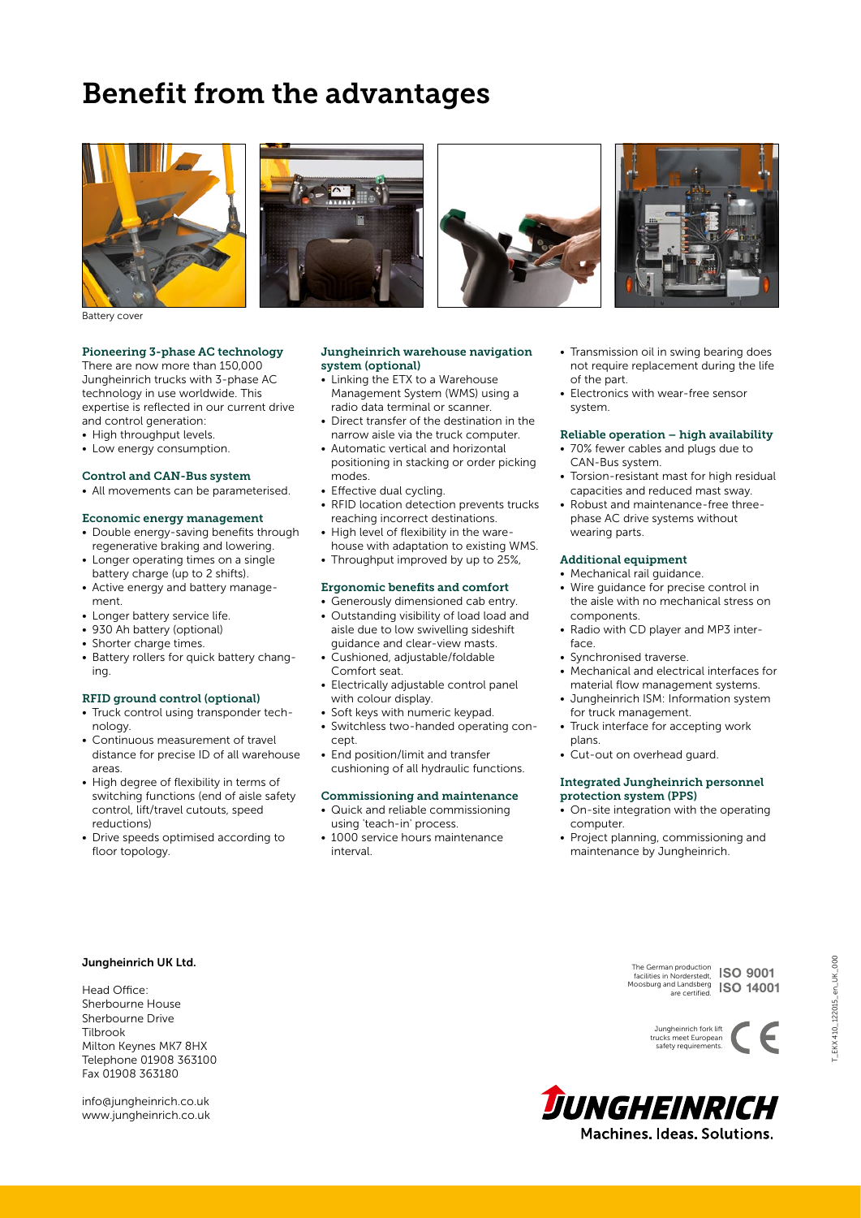# Benefit from the advantages

Battery cover

### Pioneering 3-phase AC technology

There are now more than 150,000 Jungheinrich trucks with 3-phase AC technology in use worldwide. This expertise is reflected in our current drive and control generation:

- High throughput levels.
- Low energy consumption.

### Control and CAN-Bus system

- All movements can be parameterised.

### Economic energy management

- Double energy-saving benefits through regenerative braking and lowering.
- Longer operating times on a single battery charge (up to 2 shifts).
- Active energy and battery management.
- Longer battery service life.
- 930 Ah battery (optional)
- Shorter charge times.
- Battery rollers for quick battery changing.

### RFID ground control (optional)

- Truck control using transponder technology.
- Continuous measurement of travel distance for precise ID of all warehouse areas.
- High degree of flexibility in terms of switching functions (end of aisle safety control, lift/travel cutouts, speed reductions)
- Drive speeds optimised according to floor topology.

### Jungheinrich warehouse navigation system (optional)

- Linking the ETX to a Warehouse Management System (WMS) using a radio data terminal or scanner.
- Direct transfer of the destination in the narrow aisle via the truck computer.
- Automatic vertical and horizontal positioning in stacking or order picking modes.
- Effective dual cycling.
- RFID location detection prevents trucks reaching incorrect destinations.
- High level of flexibility in the warehouse with adaptation to existing WMS.
- Throughput improved by up to 25%,

### Ergonomic benefits and comfort

- Generously dimensioned cab entry.
- Outstanding visibility of load load and aisle due to low swivelling sideshift guidance and clear-view masts.
- Cushioned, adjustable/foldable Comfort seat.
- Electrically adjustable control panel with colour display.
- Soft keys with numeric keypad.
- Switchless two-handed operating concept.
- End position/limit and transfer cushioning of all hydraulic functions.

### Commissioning and maintenance

- Quick and reliable commissioning using 'teach-in' process.
- 1000 service hours maintenance interval.
- Transmission oil in swing bearing does not require replacement during the life of the part.
- Electronics with wear-free sensor system.

### Reliable operation – high availability

- 70% fewer cables and plugs due to CAN-Bus system.
- Torsion-resistant mast for high residual capacities and reduced mast sway.
- Robust and maintenance-free three-phase AC drive systems without wearing parts.

### Additional equipment

- Mechanical rail guidance.
- Wire guidance for precise control in the aisle with no mechanical stress on components.
- Radio with CD player and MP3 interface.
- Synchronised traverse.
- Mechanical and electrical interfaces for material flow management systems.
- Jungheinrich ISM: Information system for truck management.
- Truck interface for accepting work plans.
- Cut-out on overhead guard.

### Integrated Jungheinrich personnel protection system (PPS)

- On-site integration with the operating computer.
- Project planning, commissioning and maintenance by Jungheinrich.

**Jungheinrich UK Ltd.**

Head Office:
Sherbourne House
Sherbourne Drive
Tilbrook
Milton Keynes MK7 8HX
Telephone 01908 363100
Fax 01908 363180

info@jungheinrich.co.uk
www.jungheinrich.co.uk

The German production facilities in Norderstedt, Moosburg and Landsberg are certified. ISO 9001 ISO 14001

Jungheinrich fork lift trucks meet European safety requirements. CE

JUNGHEINRICH
Machines. Ideas. Solutions.

T_EKX 410_122015_en_UK_000